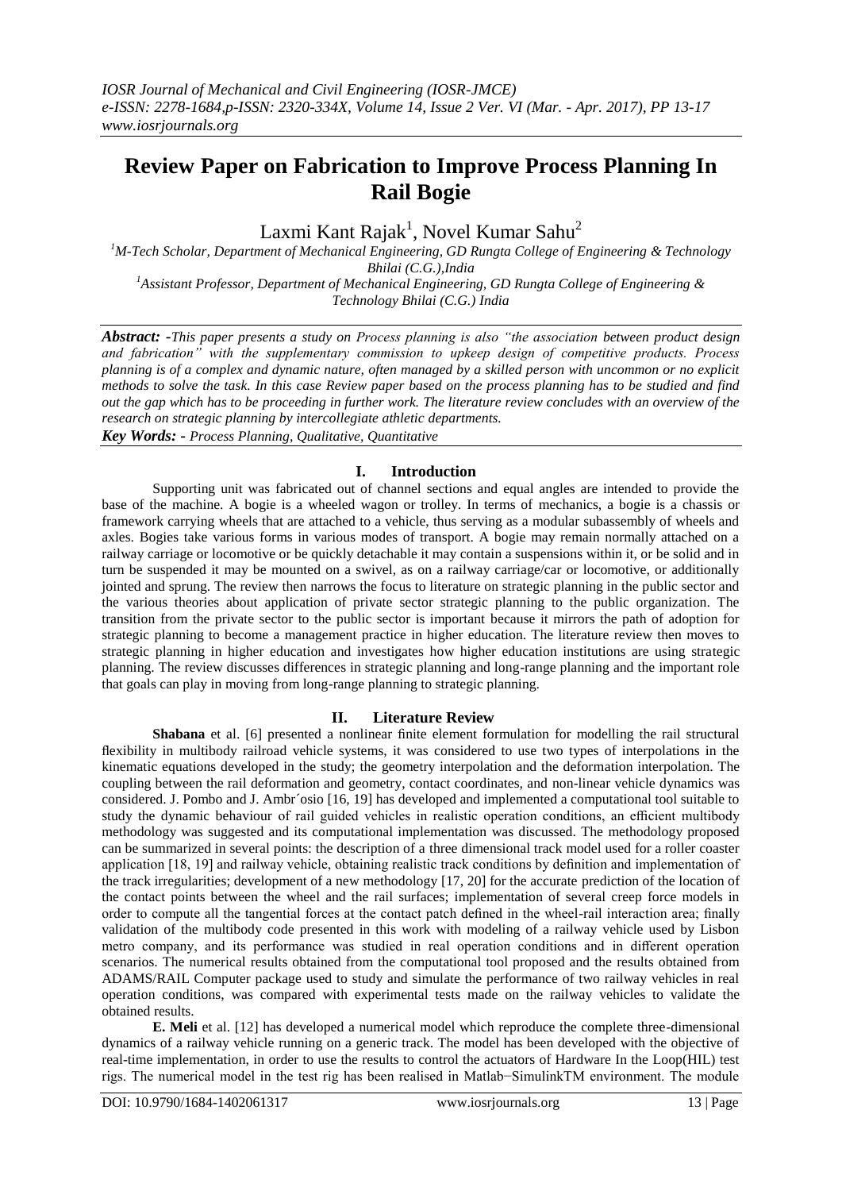# Review Paper on Fabrication to Improve Process Planning In Rail Bogie

Laxmi Kant Rajak[1], Novel Kumar Sahu[2]

[1]M-Tech Scholar, Department of Mechanical Engineering, GD Rungta College of Engineering & Technology Bhilai (C.G.),India

[1]Assistant Professor, Department of Mechanical Engineering, GD Rungta College of Engineering & Technology Bhilai (C.G.) India

***Abstract: -****This paper presents a study on Process planning is also "the association between product design and fabrication" with the supplementary commission to upkeep design of competitive products. Process planning is of a complex and dynamic nature, often managed by a skilled person with uncommon or no explicit methods to solve the task. In this case Review paper based on the process planning has to be studied and find out the gap which has to be proceeding in further work. The literature review concludes with an overview of the research on strategic planning by intercollegiate athletic departments.*

***Key Words: -*** *Process Planning, Qualitative, Quantitative*

## I. Introduction

Supporting unit was fabricated out of channel sections and equal angles are intended to provide the base of the machine. A bogie is a wheeled wagon or trolley. In terms of mechanics, a bogie is a chassis or framework carrying wheels that are attached to a vehicle, thus serving as a modular subassembly of wheels and axles. Bogies take various forms in various modes of transport. A bogie may remain normally attached on a railway carriage or locomotive or be quickly detachable it may contain a suspensions within it, or be solid and in turn be suspended it may be mounted on a swivel, as on a railway carriage/car or locomotive, or additionally jointed and sprung. The review then narrows the focus to literature on strategic planning in the public sector and the various theories about application of private sector strategic planning to the public organization. The transition from the private sector to the public sector is important because it mirrors the path of adoption for strategic planning to become a management practice in higher education. The literature review then moves to strategic planning in higher education and investigates how higher education institutions are using strategic planning. The review discusses differences in strategic planning and long-range planning and the important role that goals can play in moving from long-range planning to strategic planning.

## II. Literature Review

**Shabana** et al. [6] presented a nonlinear finite element formulation for modelling the rail structural flexibility in multibody railroad vehicle systems, it was considered to use two types of interpolations in the kinematic equations developed in the study; the geometry interpolation and the deformation interpolation. The coupling between the rail deformation and geometry, contact coordinates, and non-linear vehicle dynamics was considered. J. Pombo and J. Ambr´osio [16, 19] has developed and implemented a computational tool suitable to study the dynamic behaviour of rail guided vehicles in realistic operation conditions, an efficient multibody methodology was suggested and its computational implementation was discussed. The methodology proposed can be summarized in several points: the description of a three dimensional track model used for a roller coaster application [18, 19] and railway vehicle, obtaining realistic track conditions by definition and implementation of the track irregularities; development of a new methodology [17, 20] for the accurate prediction of the location of the contact points between the wheel and the rail surfaces; implementation of several creep force models in order to compute all the tangential forces at the contact patch defined in the wheel-rail interaction area; finally validation of the multibody code presented in this work with modeling of a railway vehicle used by Lisbon metro company, and its performance was studied in real operation conditions and in different operation scenarios. The numerical results obtained from the computational tool proposed and the results obtained from ADAMS/RAIL Computer package used to study and simulate the performance of two railway vehicles in real operation conditions, was compared with experimental tests made on the railway vehicles to validate the obtained results.

**E. Meli** et al. [12] has developed a numerical model which reproduce the complete three-dimensional dynamics of a railway vehicle running on a generic track. The model has been developed with the objective of real-time implementation, in order to use the results to control the actuators of Hardware In the Loop(HIL) test rigs. The numerical model in the test rig has been realised in Matlab−SimulinkTM environment. The module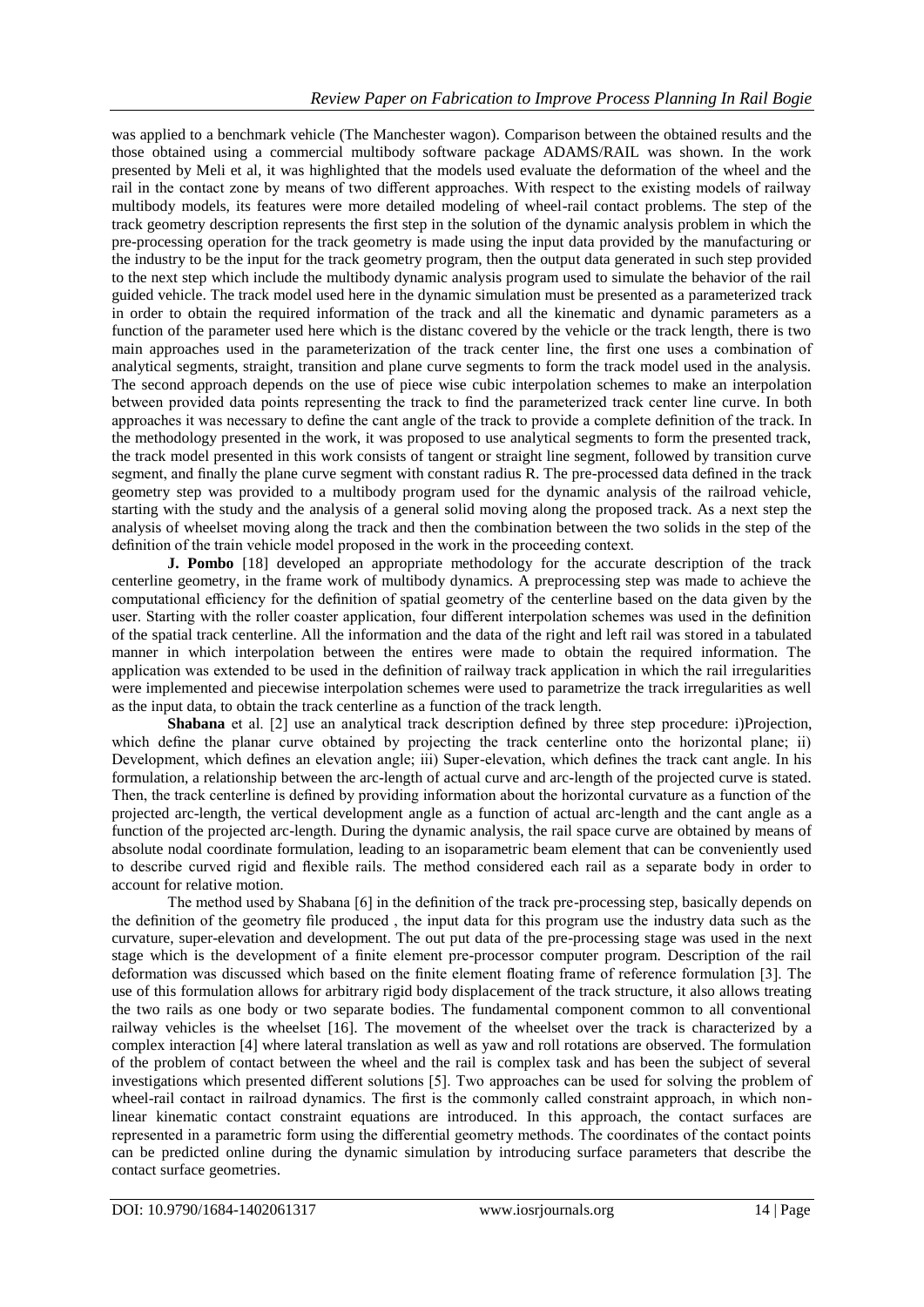was applied to a benchmark vehicle (The Manchester wagon). Comparison between the obtained results and the those obtained using a commercial multibody software package ADAMS/RAIL was shown. In the work presented by Meli et al, it was highlighted that the models used evaluate the deformation of the wheel and the rail in the contact zone by means of two different approaches. With respect to the existing models of railway multibody models, its features were more detailed modeling of wheel-rail contact problems. The step of the track geometry description represents the first step in the solution of the dynamic analysis problem in which the pre-processing operation for the track geometry is made using the input data provided by the manufacturing or the industry to be the input for the track geometry program, then the output data generated in such step provided to the next step which include the multibody dynamic analysis program used to simulate the behavior of the rail guided vehicle. The track model used here in the dynamic simulation must be presented as a parameterized track in order to obtain the required information of the track and all the kinematic and dynamic parameters as a function of the parameter used here which is the distanc covered by the vehicle or the track length, there is two main approaches used in the parameterization of the track center line, the first one uses a combination of analytical segments, straight, transition and plane curve segments to form the track model used in the analysis. The second approach depends on the use of piece wise cubic interpolation schemes to make an interpolation between provided data points representing the track to find the parameterized track center line curve. In both approaches it was necessary to define the cant angle of the track to provide a complete definition of the track. In the methodology presented in the work, it was proposed to use analytical segments to form the presented track, the track model presented in this work consists of tangent or straight line segment, followed by transition curve segment, and finally the plane curve segment with constant radius R. The pre-processed data defined in the track geometry step was provided to a multibody program used for the dynamic analysis of the railroad vehicle, starting with the study and the analysis of a general solid moving along the proposed track. As a next step the analysis of wheelset moving along the track and then the combination between the two solids in the step of the definition of the train vehicle model proposed in the work in the proceeding context.

**J. Pombo** [18] developed an appropriate methodology for the accurate description of the track centerline geometry, in the frame work of multibody dynamics. A preprocessing step was made to achieve the computational efficiency for the definition of spatial geometry of the centerline based on the data given by the user. Starting with the roller coaster application, four different interpolation schemes was used in the definition of the spatial track centerline. All the information and the data of the right and left rail was stored in a tabulated manner in which interpolation between the entires were made to obtain the required information. The application was extended to be used in the definition of railway track application in which the rail irregularities were implemented and piecewise interpolation schemes were used to parametrize the track irregularities as well as the input data, to obtain the track centerline as a function of the track length.

**Shabana** et al. [2] use an analytical track description defined by three step procedure: i)Projection, which define the planar curve obtained by projecting the track centerline onto the horizontal plane; ii) Development, which defines an elevation angle; iii) Super-elevation, which defines the track cant angle. In his formulation, a relationship between the arc-length of actual curve and arc-length of the projected curve is stated. Then, the track centerline is defined by providing information about the horizontal curvature as a function of the projected arc-length, the vertical development angle as a function of actual arc-length and the cant angle as a function of the projected arc-length. During the dynamic analysis, the rail space curve are obtained by means of absolute nodal coordinate formulation, leading to an isoparametric beam element that can be conveniently used to describe curved rigid and flexible rails. The method considered each rail as a separate body in order to account for relative motion.

The method used by Shabana [6] in the definition of the track pre-processing step, basically depends on the definition of the geometry file produced , the input data for this program use the industry data such as the curvature, super-elevation and development. The out put data of the pre-processing stage was used in the next stage which is the development of a finite element pre-processor computer program. Description of the rail deformation was discussed which based on the finite element floating frame of reference formulation [3]. The use of this formulation allows for arbitrary rigid body displacement of the track structure, it also allows treating the two rails as one body or two separate bodies. The fundamental component common to all conventional railway vehicles is the wheelset [16]. The movement of the wheelset over the track is characterized by a complex interaction [4] where lateral translation as well as yaw and roll rotations are observed. The formulation of the problem of contact between the wheel and the rail is complex task and has been the subject of several investigations which presented different solutions [5]. Two approaches can be used for solving the problem of wheel-rail contact in railroad dynamics. The first is the commonly called constraint approach, in which non-linear kinematic contact constraint equations are introduced. In this approach, the contact surfaces are represented in a parametric form using the differential geometry methods. The coordinates of the contact points can be predicted online during the dynamic simulation by introducing surface parameters that describe the contact surface geometries.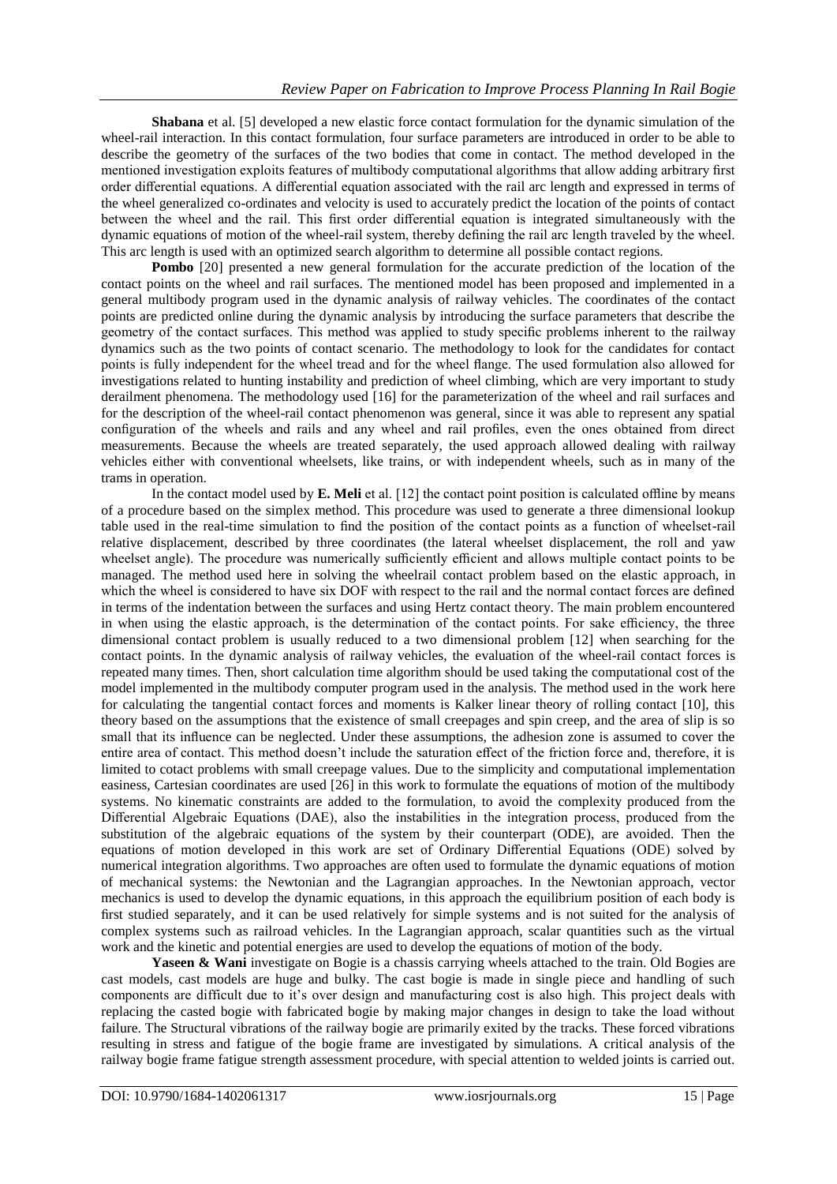**Shabana** et al. [5] developed a new elastic force contact formulation for the dynamic simulation of the wheel-rail interaction. In this contact formulation, four surface parameters are introduced in order to be able to describe the geometry of the surfaces of the two bodies that come in contact. The method developed in the mentioned investigation exploits features of multibody computational algorithms that allow adding arbitrary first order differential equations. A differential equation associated with the rail arc length and expressed in terms of the wheel generalized co-ordinates and velocity is used to accurately predict the location of the points of contact between the wheel and the rail. This first order differential equation is integrated simultaneously with the dynamic equations of motion of the wheel-rail system, thereby defining the rail arc length traveled by the wheel. This arc length is used with an optimized search algorithm to determine all possible contact regions.

**Pombo** [20] presented a new general formulation for the accurate prediction of the location of the contact points on the wheel and rail surfaces. The mentioned model has been proposed and implemented in a general multibody program used in the dynamic analysis of railway vehicles. The coordinates of the contact points are predicted online during the dynamic analysis by introducing the surface parameters that describe the geometry of the contact surfaces. This method was applied to study specific problems inherent to the railway dynamics such as the two points of contact scenario. The methodology to look for the candidates for contact points is fully independent for the wheel tread and for the wheel flange. The used formulation also allowed for investigations related to hunting instability and prediction of wheel climbing, which are very important to study derailment phenomena. The methodology used [16] for the parameterization of the wheel and rail surfaces and for the description of the wheel-rail contact phenomenon was general, since it was able to represent any spatial configuration of the wheels and rails and any wheel and rail profiles, even the ones obtained from direct measurements. Because the wheels are treated separately, the used approach allowed dealing with railway vehicles either with conventional wheelsets, like trains, or with independent wheels, such as in many of the trams in operation.

In the contact model used by **E. Meli** et al. [12] the contact point position is calculated offline by means of a procedure based on the simplex method. This procedure was used to generate a three dimensional lookup table used in the real-time simulation to find the position of the contact points as a function of wheelset-rail relative displacement, described by three coordinates (the lateral wheelset displacement, the roll and yaw wheelset angle). The procedure was numerically sufficiently efficient and allows multiple contact points to be managed. The method used here in solving the wheelrail contact problem based on the elastic approach, in which the wheel is considered to have six DOF with respect to the rail and the normal contact forces are defined in terms of the indentation between the surfaces and using Hertz contact theory. The main problem encountered in when using the elastic approach, is the determination of the contact points. For sake efficiency, the three dimensional contact problem is usually reduced to a two dimensional problem [12] when searching for the contact points. In the dynamic analysis of railway vehicles, the evaluation of the wheel-rail contact forces is repeated many times. Then, short calculation time algorithm should be used taking the computational cost of the model implemented in the multibody computer program used in the analysis. The method used in the work here for calculating the tangential contact forces and moments is Kalker linear theory of rolling contact [10], this theory based on the assumptions that the existence of small creepages and spin creep, and the area of slip is so small that its influence can be neglected. Under these assumptions, the adhesion zone is assumed to cover the entire area of contact. This method doesn't include the saturation effect of the friction force and, therefore, it is limited to cotact problems with small creepage values. Due to the simplicity and computational implementation easiness, Cartesian coordinates are used [26] in this work to formulate the equations of motion of the multibody systems. No kinematic constraints are added to the formulation, to avoid the complexity produced from the Differential Algebraic Equations (DAE), also the instabilities in the integration process, produced from the substitution of the algebraic equations of the system by their counterpart (ODE), are avoided. Then the equations of motion developed in this work are set of Ordinary Differential Equations (ODE) solved by numerical integration algorithms. Two approaches are often used to formulate the dynamic equations of motion of mechanical systems: the Newtonian and the Lagrangian approaches. In the Newtonian approach, vector mechanics is used to develop the dynamic equations, in this approach the equilibrium position of each body is first studied separately, and it can be used relatively for simple systems and is not suited for the analysis of complex systems such as railroad vehicles. In the Lagrangian approach, scalar quantities such as the virtual work and the kinetic and potential energies are used to develop the equations of motion of the body.

**Yaseen & Wani** investigate on Bogie is a chassis carrying wheels attached to the train. Old Bogies are cast models, cast models are huge and bulky. The cast bogie is made in single piece and handling of such components are difficult due to it's over design and manufacturing cost is also high. This project deals with replacing the casted bogie with fabricated bogie by making major changes in design to take the load without failure. The Structural vibrations of the railway bogie are primarily exited by the tracks. These forced vibrations resulting in stress and fatigue of the bogie frame are investigated by simulations. A critical analysis of the railway bogie frame fatigue strength assessment procedure, with special attention to welded joints is carried out.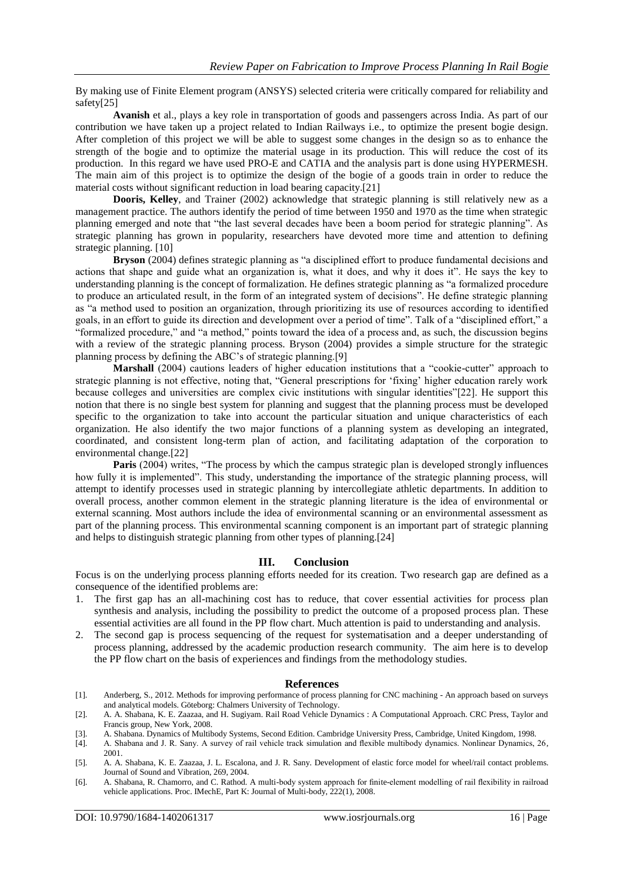By making use of Finite Element program (ANSYS) selected criteria were critically compared for reliability and safety[25]

**Avanish** et al., plays a key role in transportation of goods and passengers across India. As part of our contribution we have taken up a project related to Indian Railways i.e., to optimize the present bogie design. After completion of this project we will be able to suggest some changes in the design so as to enhance the strength of the bogie and to optimize the material usage in its production. This will reduce the cost of its production. In this regard we have used PRO-E and CATIA and the analysis part is done using HYPERMESH. The main aim of this project is to optimize the design of the bogie of a goods train in order to reduce the material costs without significant reduction in load bearing capacity.[21]

**Dooris, Kelley**, and Trainer (2002) acknowledge that strategic planning is still relatively new as a management practice. The authors identify the period of time between 1950 and 1970 as the time when strategic planning emerged and note that "the last several decades have been a boom period for strategic planning". As strategic planning has grown in popularity, researchers have devoted more time and attention to defining strategic planning. [10]

**Bryson** (2004) defines strategic planning as "a disciplined effort to produce fundamental decisions and actions that shape and guide what an organization is, what it does, and why it does it". He says the key to understanding planning is the concept of formalization. He defines strategic planning as "a formalized procedure to produce an articulated result, in the form of an integrated system of decisions". He define strategic planning as "a method used to position an organization, through prioritizing its use of resources according to identified goals, in an effort to guide its direction and development over a period of time". Talk of a "disciplined effort," a "formalized procedure," and "a method," points toward the idea of a process and, as such, the discussion begins with a review of the strategic planning process. Bryson (2004) provides a simple structure for the strategic planning process by defining the ABC's of strategic planning.[9]

**Marshall** (2004) cautions leaders of higher education institutions that a "cookie-cutter" approach to strategic planning is not effective, noting that, "General prescriptions for 'fixing' higher education rarely work because colleges and universities are complex civic institutions with singular identities"[22]. He support this notion that there is no single best system for planning and suggest that the planning process must be developed specific to the organization to take into account the particular situation and unique characteristics of each organization. He also identify the two major functions of a planning system as developing an integrated, coordinated, and consistent long-term plan of action, and facilitating adaptation of the corporation to environmental change.[22]

**Paris** (2004) writes, "The process by which the campus strategic plan is developed strongly influences how fully it is implemented". This study, understanding the importance of the strategic planning process, will attempt to identify processes used in strategic planning by intercollegiate athletic departments. In addition to overall process, another common element in the strategic planning literature is the idea of environmental or external scanning. Most authors include the idea of environmental scanning or an environmental assessment as part of the planning process. This environmental scanning component is an important part of strategic planning and helps to distinguish strategic planning from other types of planning.[24]

## III. Conclusion

Focus is on the underlying process planning efforts needed for its creation. Two research gap are defined as a consequence of the identified problems are:

1. The first gap has an all-machining cost has to reduce, that cover essential activities for process plan synthesis and analysis, including the possibility to predict the outcome of a proposed process plan. These essential activities are all found in the PP flow chart. Much attention is paid to understanding and analysis.
2. The second gap is process sequencing of the request for systematisation and a deeper understanding of process planning, addressed by the academic production research community. The aim here is to develop the PP flow chart on the basis of experiences and findings from the methodology studies.

## References

[1]. Anderberg, S., 2012. Methods for improving performance of process planning for CNC machining - An approach based on surveys and analytical models. Göteborg: Chalmers University of Technology.

[2]. A. A. Shabana, K. E. Zaazaa, and H. Sugiyam. Rail Road Vehicle Dynamics : A Computational Approach. CRC Press, Taylor and Francis group, New York, 2008.

[3]. A. Shabana. Dynamics of Multibody Systems, Second Edition. Cambridge University Press, Cambridge, United Kingdom, 1998.

[4]. A. Shabana and J. R. Sany. A survey of rail vehicle track simulation and flexible multibody dynamics. Nonlinear Dynamics, 26, 2001.

[5]. A. A. Shabana, K. E. Zaazaa, J. L. Escalona, and J. R. Sany. Development of elastic force model for wheel/rail contact problems. Journal of Sound and Vibration, 269, 2004.

[6]. A. Shabana, R. Chamorro, and C. Rathod. A multi-body system approach for finite-element modelling of rail flexibility in railroad vehicle applications. Proc. IMechE, Part K: Journal of Multi-body, 222(1), 2008.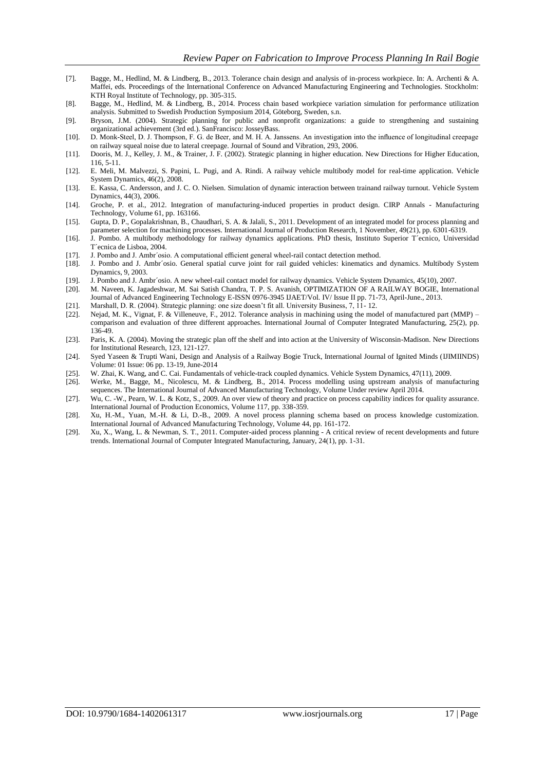[7]. Bagge, M., Hedlind, M. & Lindberg, B., 2013. Tolerance chain design and analysis of in-process workpiece. In: A. Archenti & A. Maffei, eds. Proceedings of the International Conference on Advanced Manufacturing Engineering and Technologies. Stockholm: KTH Royal Institute of Technology, pp. 305-315.

[8]. Bagge, M., Hedlind, M. & Lindberg, B., 2014. Process chain based workpiece variation simulation for performance utilization analysis. Submitted to Swedish Production Symposium 2014, Göteborg, Sweden, s.n.

[9]. Bryson, J.M. (2004). Strategic planning for public and nonprofit organizations: a guide to strengthening and sustaining organizational achievement (3rd ed.). SanFrancisco: JosseyBass.

[10]. D. Monk-Steel, D. J. Thompson, F. G. de Beer, and M. H. A. Janssens. An investigation into the influence of longitudinal creepage on railway squeal noise due to lateral creepage. Journal of Sound and Vibration, 293, 2006.

[11]. Dooris, M. J., Kelley, J. M., & Trainer, J. F. (2002). Strategic planning in higher education. New Directions for Higher Education, 116, 5-11.

[12]. E. Meli, M. Malvezzi, S. Papini, L. Pugi, and A. Rindi. A railway vehicle multibody model for real-time application. Vehicle System Dynamics, 46(2), 2008.

[13]. E. Kassa, C. Andersson, and J. C. O. Nielsen. Simulation of dynamic interaction between trainand railway turnout. Vehicle System Dynamics, 44(3), 2006.

[14]. Groche, P. et al., 2012. Integration of manufacturing-induced properties in product design. CIRP Annals - Manufacturing Technology, Volume 61, pp. 163166.

[15]. Gupta, D. P., Gopalakrishnan, B., Chaudhari, S. A. & Jalali, S., 2011. Development of an integrated model for process planning and parameter selection for machining processes. International Journal of Production Research, 1 November, 49(21), pp. 6301-6319.

[16]. J. Pombo. A multibody methodology for railway dynamics applications. PhD thesis, Instituto Superior T´ecnico, Universidad T´ecnica de Lisboa, 2004.

[17]. J. Pombo and J. Ambr´osio. A computational efficient general wheel-rail contact detection method.

[18]. J. Pombo and J. Ambr´osio. General spatial curve joint for rail guided vehicles: kinematics and dynamics. Multibody System Dynamics, 9, 2003.

[19]. J. Pombo and J. Ambr´osio. A new wheel-rail contact model for railway dynamics. Vehicle System Dynamics, 45(10), 2007.

[20]. M. Naveen, K. Jagadeshwar, M. Sai Satish Chandra, T. P. S. Avanish, OPTIMIZATION OF A RAILWAY BOGIE, International Journal of Advanced Engineering Technology E-ISSN 0976-3945 IJAET/Vol. IV/ Issue II pp. 71-73, April-June., 2013.

[21]. Marshall, D. R. (2004). Strategic planning: one size doesn't fit all. University Business, 7, 11- 12.

[22]. Nejad, M. K., Vignat, F. & Villeneuve, F., 2012. Tolerance analysis in machining using the model of manufactured part (MMP) – comparison and evaluation of three different approaches. International Journal of Computer Integrated Manufacturing, 25(2), pp. 136-49.

[23]. Paris, K. A. (2004). Moving the strategic plan off the shelf and into action at the University of Wisconsin-Madison. New Directions for Institutional Research, 123, 121-127.

[24]. Syed Yaseen & Trupti Wani, Design and Analysis of a Railway Bogie Truck, International Journal of Ignited Minds (IJIMIINDS) Volume: 01 Issue: 06 pp. 13-19, June-2014

[25]. W. Zhai, K. Wang, and C. Cai. Fundamentals of vehicle-track coupled dynamics. Vehicle System Dynamics, 47(11), 2009.

[26]. Werke, M., Bagge, M., Nicolescu, M. & Lindberg, B., 2014. Process modelling using upstream analysis of manufacturing sequences. The International Journal of Advanced Manufacturing Technology, Volume Under review April 2014.

[27]. Wu, C. -W., Pearn, W. L. & Kotz, S., 2009. An over view of theory and practice on process capability indices for quality assurance. International Journal of Production Economics, Volume 117, pp. 338-359.

[28]. Xu, H.-M., Yuan, M.-H. & Li, D.-B., 2009. A novel process planning schema based on process knowledge customization. International Journal of Advanced Manufacturing Technology, Volume 44, pp. 161-172.

[29]. Xu, X., Wang, L. & Newman, S. T., 2011. Computer-aided process planning - A critical review of recent developments and future trends. International Journal of Computer Integrated Manufacturing, January, 24(1), pp. 1-31.